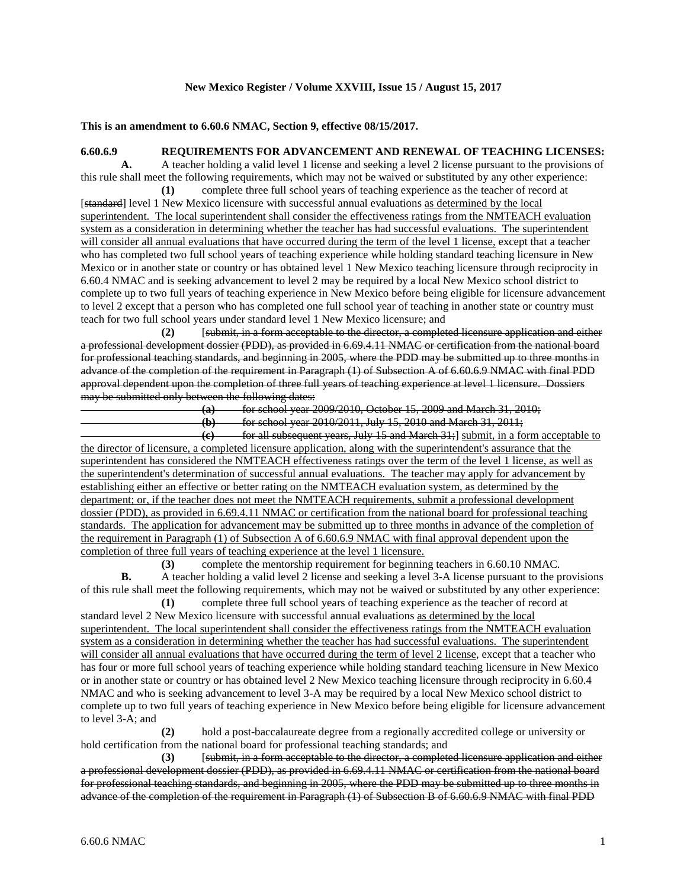**This is an amendment to 6.60.6 NMAC, Section 9, effective 08/15/2017.**

**6.60.6.9 REQUIREMENTS FOR ADVANCEMENT AND RENEWAL OF TEACHING LICENSES:**

**A.** A teacher holding a valid level 1 license and seeking a level 2 license pursuant to the provisions of this rule shall meet the following requirements, which may not be waived or substituted by any other experience:

**(1)** complete three full school years of teaching experience as the teacher of record at [~~standard~~] level 1 New Mexico licensure with successful annual evaluations <u>as determined by the local superintendent. The local superintendent shall consider the effectiveness ratings from the NMTEACH evaluation system as a consideration in determining whether the teacher has had successful evaluations. The superintendent will consider all annual evaluations that have occurred during the term of the level 1 license,</u> except that a teacher who has completed two full school years of teaching experience while holding standard teaching licensure in New Mexico or in another state or country or has obtained level 1 New Mexico teaching licensure through reciprocity in 6.60.4 NMAC and is seeking advancement to level 2 may be required by a local New Mexico school district to complete up to two full years of teaching experience in New Mexico before being eligible for licensure advancement to level 2 except that a person who has completed one full school year of teaching in another state or country must teach for two full school years under standard level 1 New Mexico licensure; and

**(2)** [~~submit, in a form acceptable to the director, a completed licensure application and either a professional development dossier (PDD), as provided in 6.69.4.11 NMAC or certification from the national board for professional teaching standards, and beginning in 2005, where the PDD may be submitted up to three months in advance of the completion of the requirement in Paragraph (1) of Subsection A of 6.60.6.9 NMAC with final PDD approval dependent upon the completion of three full years of teaching experience at level 1 licensure. Dossiers may be submitted only between the following dates:~~

~~**(a)** for school year 2009/2010, October 15, 2009 and March 31, 2010;~~

~~**(b)** for school year 2010/2011, July 15, 2010 and March 31, 2011;~~

~~**(c)** for all subsequent years, July 15 and March 31;~~] <u>submit, in a form acceptable to the director of licensure, a completed licensure application, along with the superintendent's assurance that the superintendent has considered the NMTEACH effectiveness ratings over the term of the level 1 license, as well as the superintendent's determination of successful annual evaluations. The teacher may apply for advancement by establishing either an effective or better rating on the NMTEACH evaluation system, as determined by the department; or, if the teacher does not meet the NMTEACH requirements, submit a professional development dossier (PDD), as provided in 6.69.4.11 NMAC or certification from the national board for professional teaching standards. The application for advancement may be submitted up to three months in advance of the completion of the requirement in Paragraph (1) of Subsection A of 6.60.6.9 NMAC with final approval dependent upon the completion of three full years of teaching experience at the level 1 licensure.</u>

**(3)** complete the mentorship requirement for beginning teachers in 6.60.10 NMAC.

**B.** A teacher holding a valid level 2 license and seeking a level 3-A license pursuant to the provisions of this rule shall meet the following requirements, which may not be waived or substituted by any other experience:

**(1)** complete three full school years of teaching experience as the teacher of record at standard level 2 New Mexico licensure with successful annual evaluations <u>as determined by the local superintendent. The local superintendent shall consider the effectiveness ratings from the NMTEACH evaluation system as a consideration in determining whether the teacher has had successful evaluations. The superintendent will consider all annual evaluations that have occurred during the term of level 2 license</u>, except that a teacher who has four or more full school years of teaching experience while holding standard teaching licensure in New Mexico or in another state or country or has obtained level 2 New Mexico teaching licensure through reciprocity in 6.60.4 NMAC and who is seeking advancement to level 3-A may be required by a local New Mexico school district to complete up to two full years of teaching experience in New Mexico before being eligible for licensure advancement to level 3-A; and

**(2)** hold a post-baccalaureate degree from a regionally accredited college or university or hold certification from the national board for professional teaching standards; and

**(3)** [~~submit, in a form acceptable to the director, a completed licensure application and either a professional development dossier (PDD), as provided in 6.69.4.11 NMAC or certification from the national board for professional teaching standards, and beginning in 2005, where the PDD may be submitted up to three months in advance of the completion of the requirement in Paragraph (1) of Subsection B of 6.60.6.9 NMAC with final PDD~~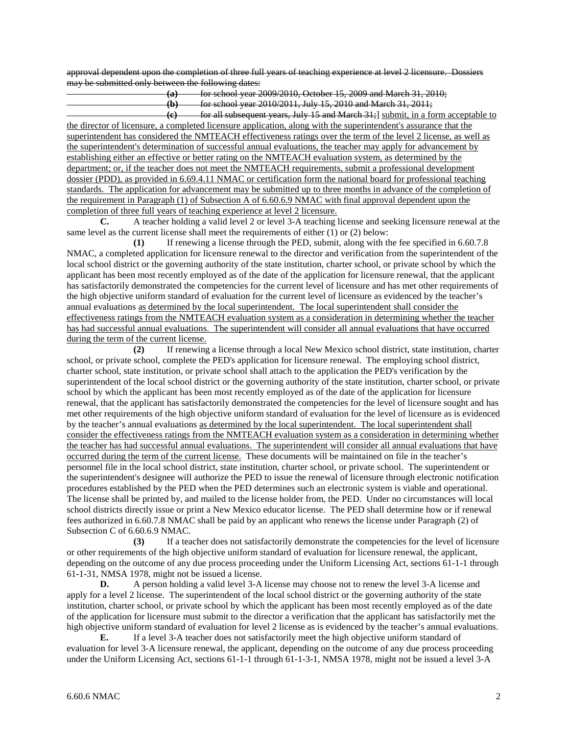~~approval dependent upon the completion of three full years of teaching experience at level 2 licensure. Dossiers may be submitted only between the following dates:~~

~~(a) for school year 2009/2010, October 15, 2009 and March 31, 2010;~~

~~(b) for school year 2010/2011, July 15, 2010 and March 31, 2011;~~

~~(c) for all subsequent years, July 15 and March 31;~~] <u>submit, in a form acceptable to the director of licensure, a completed licensure application, along with the superintendent's assurance that the superintendent has considered the NMTEACH effectiveness ratings over the term of the level 2 license, as well as the superintendent's determination of successful annual evaluations, the teacher may apply for advancement by establishing either an effective or better rating on the NMTEACH evaluation system, as determined by the department; or, if the teacher does not meet the NMTEACH requirements, submit a professional development dossier (PDD), as provided in 6.69.4.11 NMAC or certification form the national board for professional teaching standards. The application for advancement may be submitted up to three months in advance of the completion of the requirement in Paragraph (1) of Subsection A of 6.60.6.9 NMAC with final approval dependent upon the completion of three full years of teaching experience at level 2 licensure.</u>

**C.** A teacher holding a valid level 2 or level 3-A teaching license and seeking licensure renewal at the same level as the current license shall meet the requirements of either (1) or (2) below:

**(1)** If renewing a license through the PED, submit, along with the fee specified in 6.60.7.8 NMAC, a completed application for licensure renewal to the director and verification from the superintendent of the local school district or the governing authority of the state institution, charter school, or private school by which the applicant has been most recently employed as of the date of the application for licensure renewal, that the applicant has satisfactorily demonstrated the competencies for the current level of licensure and has met other requirements of the high objective uniform standard of evaluation for the current level of licensure as evidenced by the teacher's annual evaluations <u>as determined by the local superintendent. The local superintendent shall consider the effectiveness ratings from the NMTEACH evaluation system as a consideration in determining whether the teacher has had successful annual evaluations. The superintendent will consider all annual evaluations that have occurred during the term of the current license.</u>

**(2)** If renewing a license through a local New Mexico school district, state institution, charter school, or private school, complete the PED's application for licensure renewal. The employing school district, charter school, state institution, or private school shall attach to the application the PED's verification by the superintendent of the local school district or the governing authority of the state institution, charter school, or private school by which the applicant has been most recently employed as of the date of the application for licensure renewal, that the applicant has satisfactorily demonstrated the competencies for the level of licensure sought and has met other requirements of the high objective uniform standard of evaluation for the level of licensure as is evidenced by the teacher's annual evaluations <u>as determined by the local superintendent. The local superintendent shall consider the effectiveness ratings from the NMTEACH evaluation system as a consideration in determining whether the teacher has had successful annual evaluations. The superintendent will consider all annual evaluations that have occurred during the term of the current license.</u> These documents will be maintained on file in the teacher's personnel file in the local school district, state institution, charter school, or private school. The superintendent or the superintendent's designee will authorize the PED to issue the renewal of licensure through electronic notification procedures established by the PED when the PED determines such an electronic system is viable and operational. The license shall be printed by, and mailed to the license holder from, the PED. Under no circumstances will local school districts directly issue or print a New Mexico educator license. The PED shall determine how or if renewal fees authorized in 6.60.7.8 NMAC shall be paid by an applicant who renews the license under Paragraph (2) of Subsection C of 6.60.6.9 NMAC.

**(3)** If a teacher does not satisfactorily demonstrate the competencies for the level of licensure or other requirements of the high objective uniform standard of evaluation for licensure renewal, the applicant, depending on the outcome of any due process proceeding under the Uniform Licensing Act, sections 61-1-1 through 61-1-31, NMSA 1978, might not be issued a license.

**D.** A person holding a valid level 3-A license may choose not to renew the level 3-A license and apply for a level 2 license. The superintendent of the local school district or the governing authority of the state institution, charter school, or private school by which the applicant has been most recently employed as of the date of the application for licensure must submit to the director a verification that the applicant has satisfactorily met the high objective uniform standard of evaluation for level 2 license as is evidenced by the teacher's annual evaluations.

**E.** If a level 3-A teacher does not satisfactorily meet the high objective uniform standard of evaluation for level 3-A licensure renewal, the applicant, depending on the outcome of any due process proceeding under the Uniform Licensing Act, sections 61-1-1 through 61-1-3-1, NMSA 1978, might not be issued a level 3-A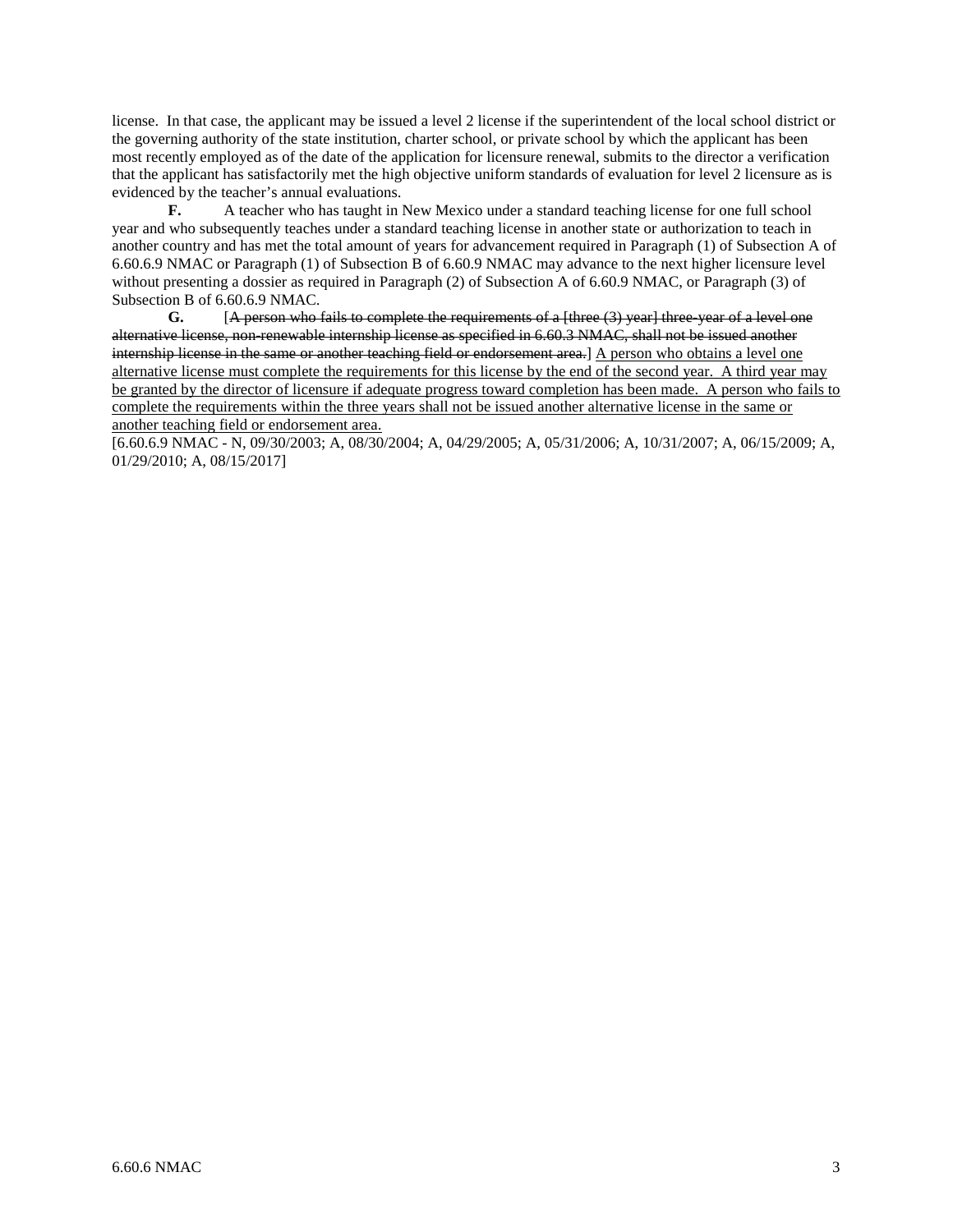license. In that case, the applicant may be issued a level 2 license if the superintendent of the local school district or the governing authority of the state institution, charter school, or private school by which the applicant has been most recently employed as of the date of the application for licensure renewal, submits to the director a verification that the applicant has satisfactorily met the high objective uniform standards of evaluation for level 2 licensure as is evidenced by the teacher's annual evaluations.

**F.** A teacher who has taught in New Mexico under a standard teaching license for one full school year and who subsequently teaches under a standard teaching license in another state or authorization to teach in another country and has met the total amount of years for advancement required in Paragraph (1) of Subsection A of 6.60.6.9 NMAC or Paragraph (1) of Subsection B of 6.60.9 NMAC may advance to the next higher licensure level without presenting a dossier as required in Paragraph (2) of Subsection A of 6.60.9 NMAC, or Paragraph (3) of Subsection B of 6.60.6.9 NMAC.

**G.** [~~A person who fails to complete the requirements of a [three (3) year] three-year of a level one alternative license, non-renewable internship license as specified in 6.60.3 NMAC, shall not be issued another internship license in the same or another teaching field or endorsement area.~~] <u>A person who obtains a level one alternative license must complete the requirements for this license by the end of the second year. A third year may be granted by the director of licensure if adequate progress toward completion has been made. A person who fails to complete the requirements within the three years shall not be issued another alternative license in the same or another teaching field or endorsement area.</u>

[6.60.6.9 NMAC - N, 09/30/2003; A, 08/30/2004; A, 04/29/2005; A, 05/31/2006; A, 10/31/2007; A, 06/15/2009; A, 01/29/2010; A, 08/15/2017]